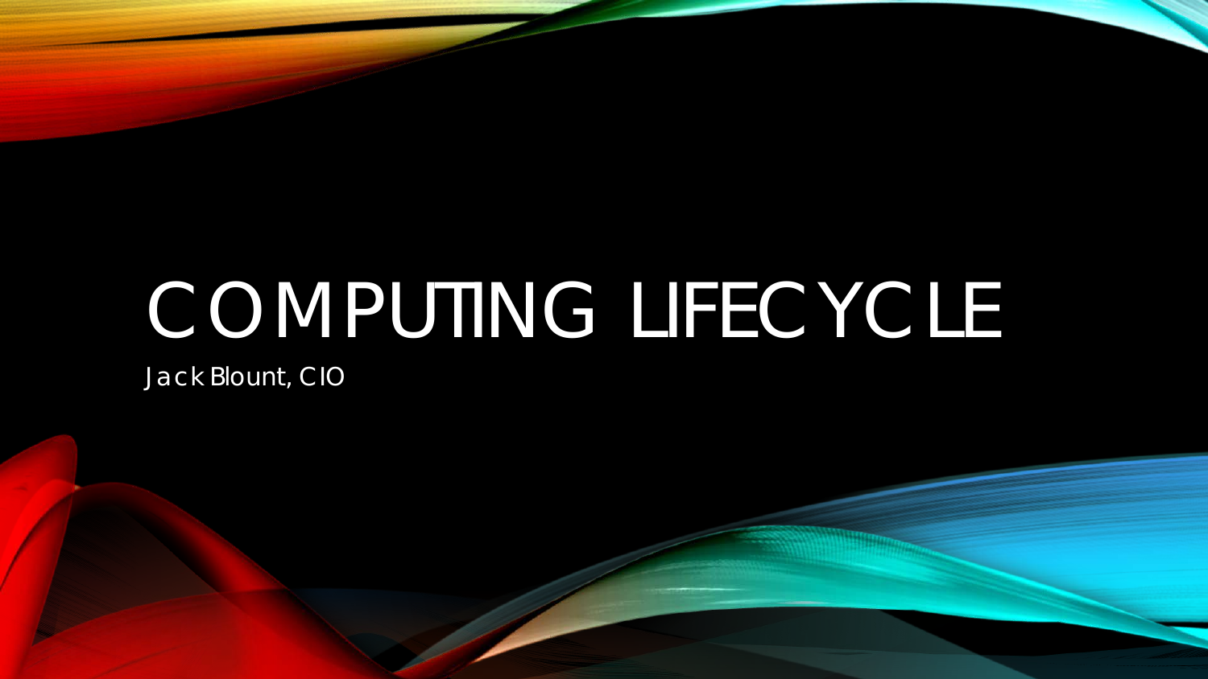# COMPUTING LIFECYCLE

Jack Blount, CIO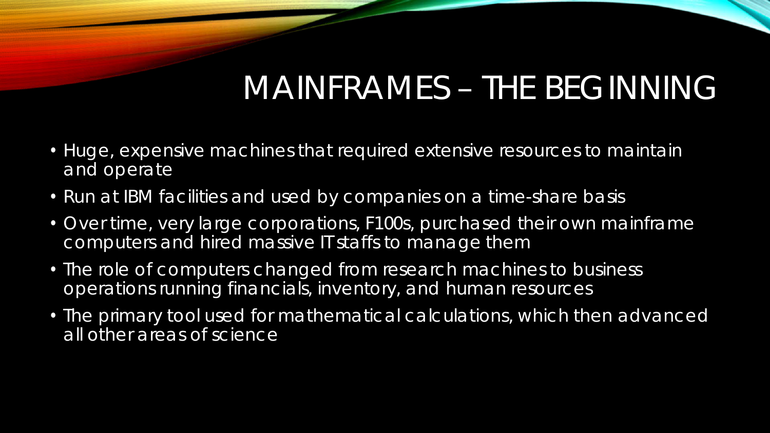# MAINFRAMES – THE BEGINNING

- Huge, expensive machines that required extensive resources to maintain and operate
- Run at IBM facilities and used by companies on a time-share basis
- Over time, very large corporations, F100s, purchased their own mainframe computers and hired massive IT staffs to manage them
- The role of computers changed from research machines to business operations running financials, inventory, and human resources
- The primary tool used for mathematical calculations, which then advanced all other areas of science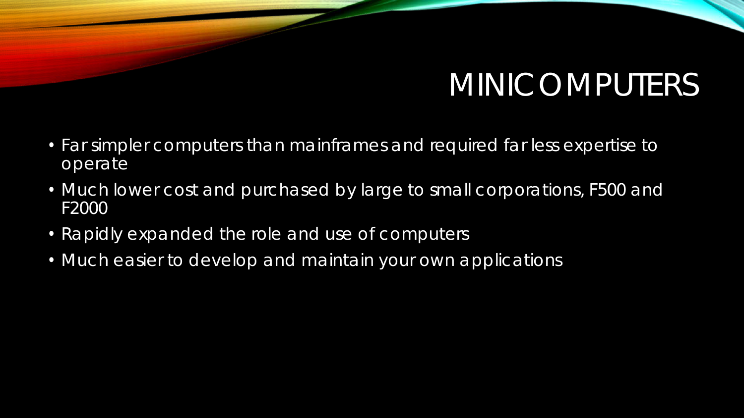# MINICOMPUTERS

- Far simpler computers than mainframes and required far less expertise to operate
- Much lower cost and purchased by large to small corporations, F500 and F2000
- Rapidly expanded the role and use of computers
- Much easier to develop and maintain your own applications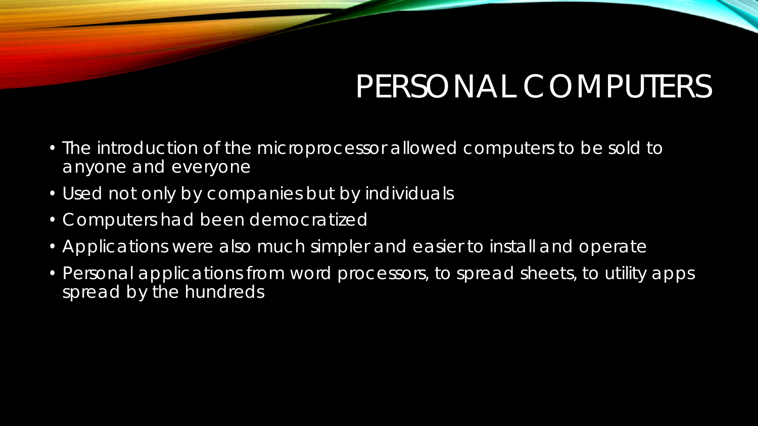# PERSONAL COMPUTERS

- The introduction of the microprocessor allowed computers to be sold to anyone and everyone
- Used not only by companies but by individuals
- Computers had been democratized
- Applications were also much simpler and easier to install and operate
- Personal applications from word processors, to spread sheets, to utility apps spread by the hundreds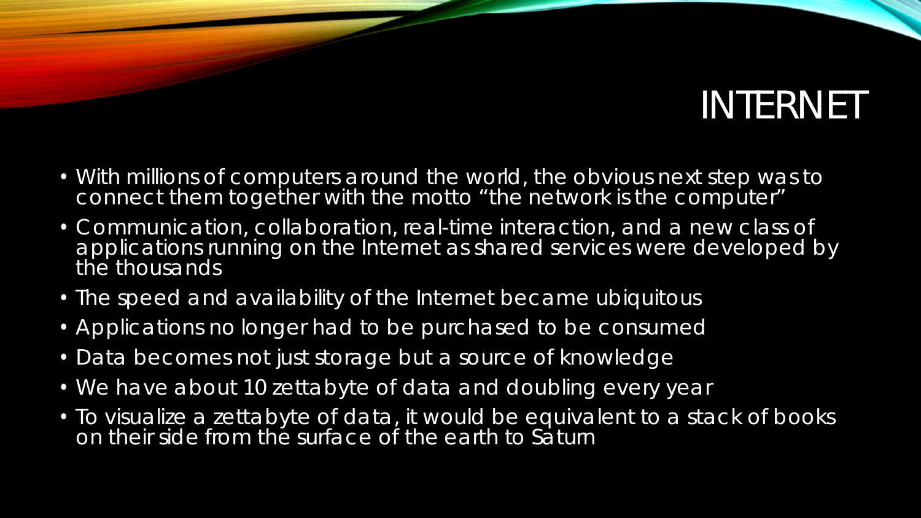# INTERNET

- With millions of computers around the world, the obvious next step was to connect them together with the motto “the network is the computer”
- Communication, collaboration, real-time interaction, and a new class of applications running on the Internet as shared services were developed by the thousands
- The speed and availability of the Internet became ubiquitous
- Applications no longer had to be purchased to be consumed
- Data becomes not just storage but a source of knowledge
- We have about 10 zettabyte of data and doubling every year
- To visualize a zettabyte of data, it would be equivalent to a stack of books on their side from the surface of the earth to Saturn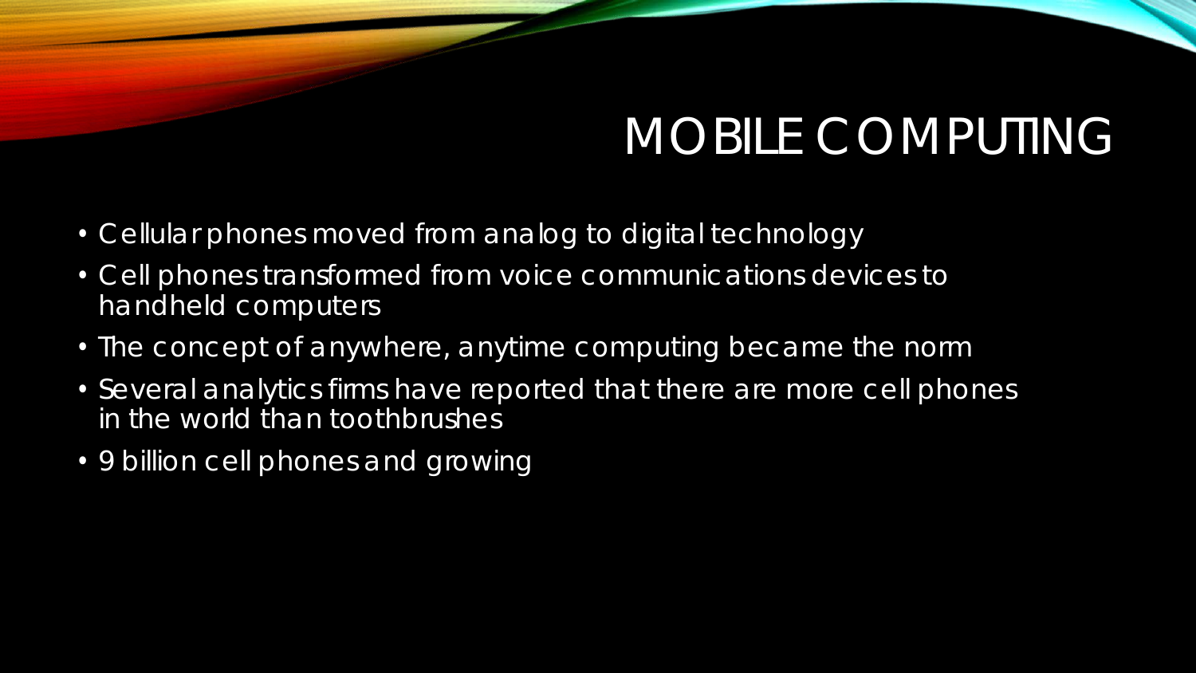# MOBILE COMPUTING

- Cellular phones moved from analog to digital technology
- Cell phones transformed from voice communications devices to handheld computers
- The concept of anywhere, anytime computing became the norm
- Several analytics firms have reported that there are more cell phones in the world than toothbrushes
- 9 billion cell phones and growing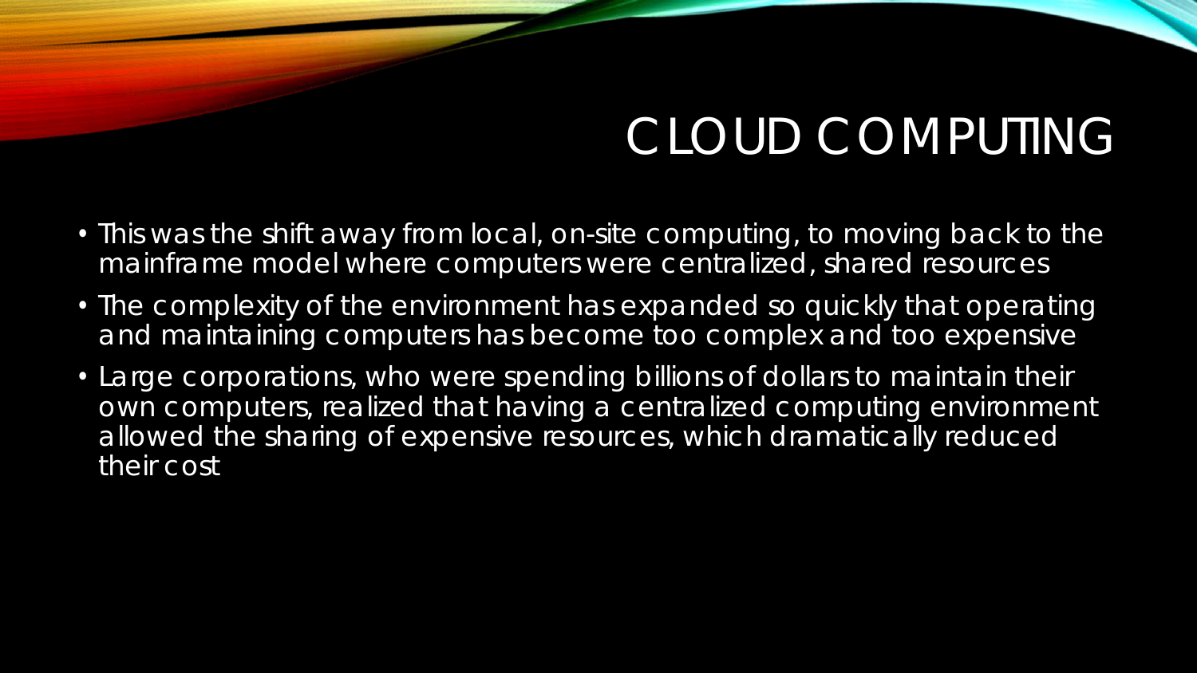# CLOUD COMPUTING

- This was the shift away from local, on-site computing, to moving back to the mainframe model where computers were centralized, shared resources
- The complexity of the environment has expanded so quickly that operating and maintaining computers has become too complex and too expensive
- Large corporations, who were spending billions of dollars to maintain their own computers, realized that having a centralized computing environment allowed the sharing of expensive resources, which dramatically reduced their cost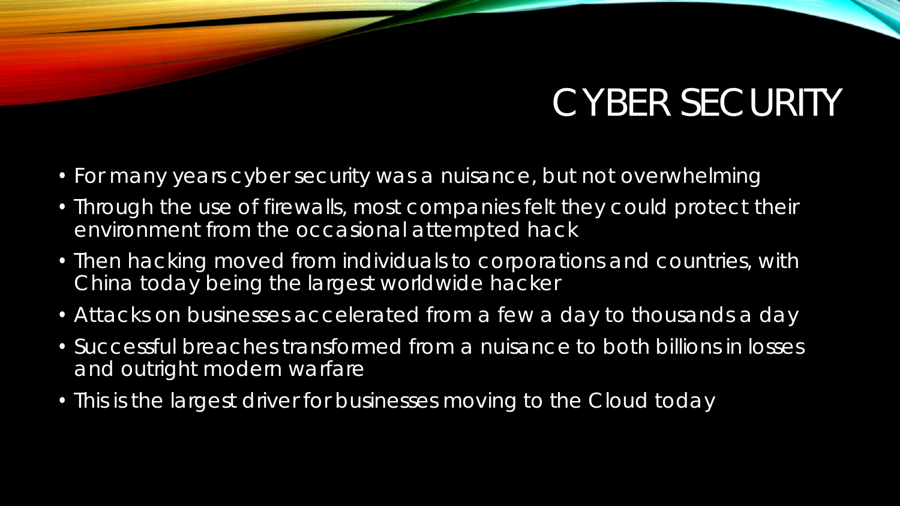# CYBER SECURITY

- For many years cyber security was a nuisance, but not overwhelming
- Through the use of firewalls, most companies felt they could protect their environment from the occasional attempted hack
- Then hacking moved from individuals to corporations and countries, with China today being the largest worldwide hacker
- Attacks on businesses accelerated from a few a day to thousands a day
- Successful breaches transformed from a nuisance to both billions in losses and outright modern warfare
- This is the largest driver for businesses moving to the Cloud today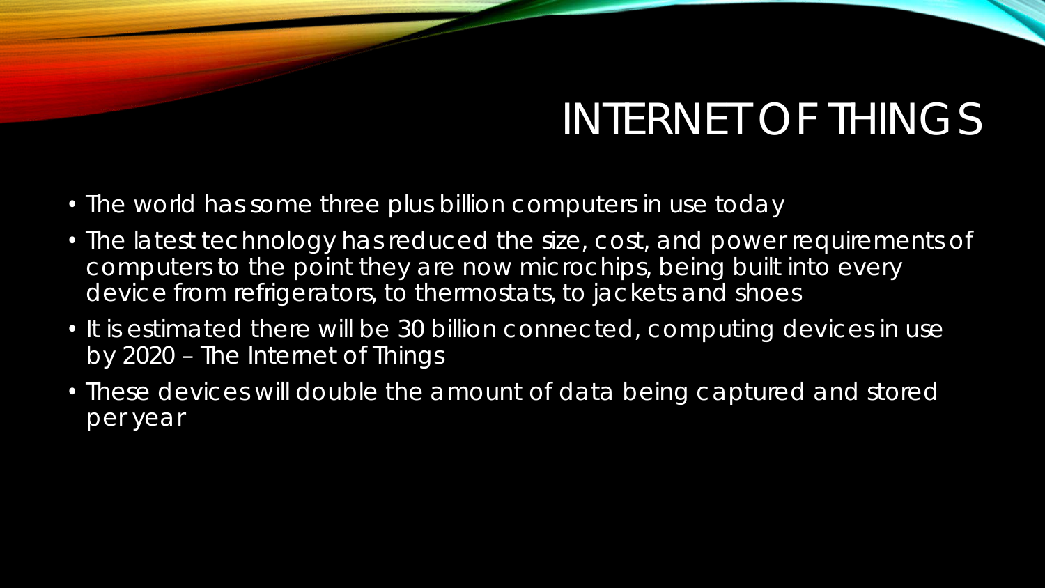# INTERNET OF THINGS

- The world has some three plus billion computers in use today
- The latest technology has reduced the size, cost, and power requirements of computers to the point they are now microchips, being built into every device from refrigerators, to thermostats, to jackets and shoes
- It is estimated there will be 30 billion connected, computing devices in use by 2020 – The Internet of Things
- These devices will double the amount of data being captured and stored per year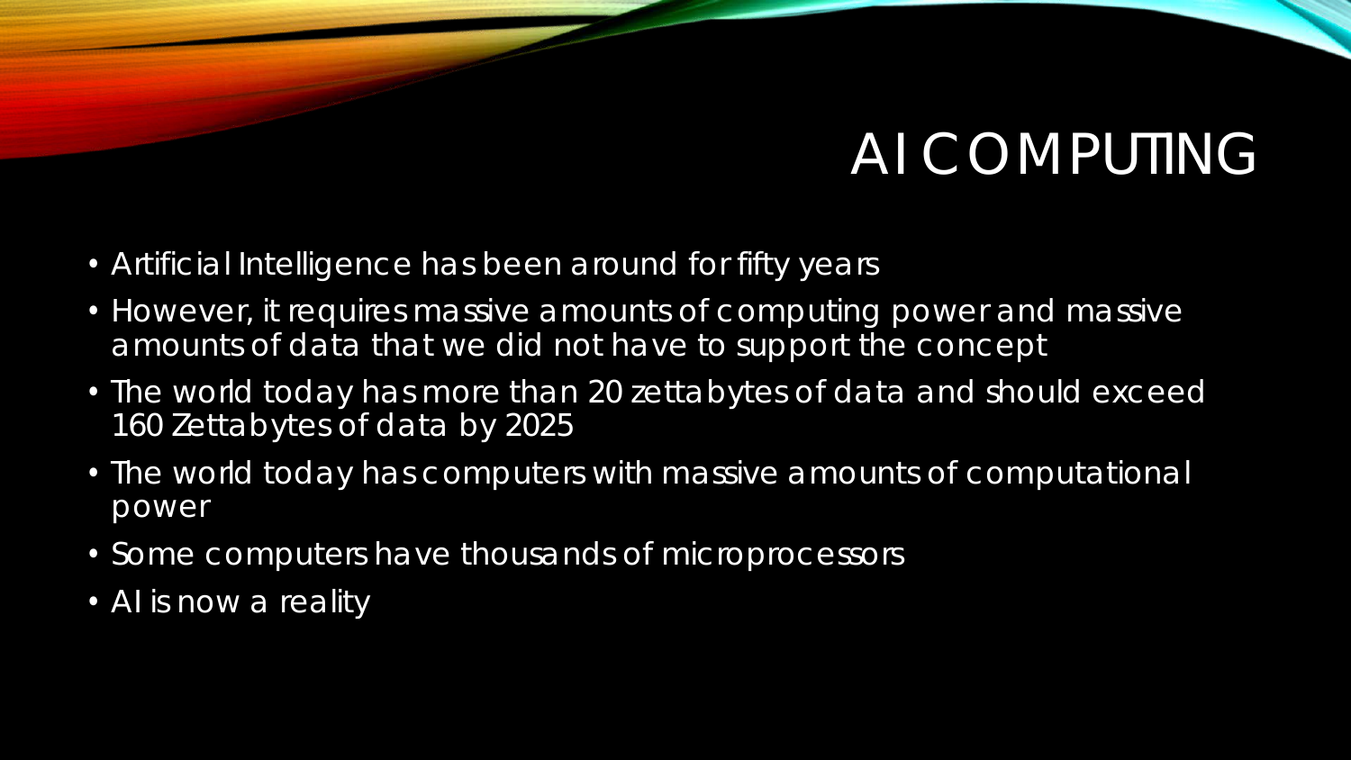# AI COMPUTING

- Artificial Intelligence has been around for fifty years
- However, it requires massive amounts of computing power and massive amounts of data that we did not have to support the concept
- The world today has more than 20 zettabytes of data and should exceed 160 Zettabytes of data by 2025
- The world today has computers with massive amounts of computational power
- Some computers have thousands of microprocessors
- AI is now a reality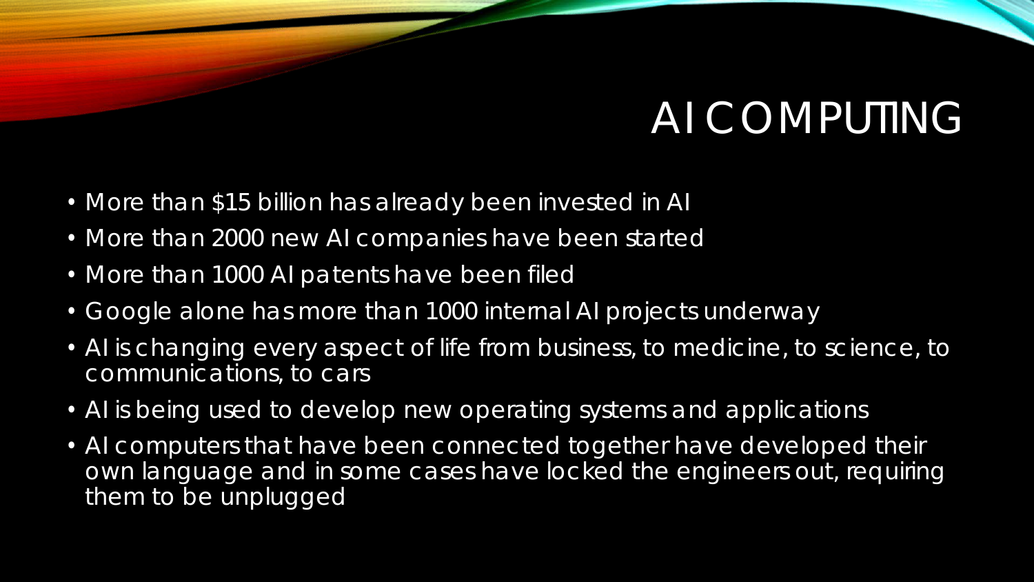# AI COMPUTING

- More than $15 billion has already been invested in AI
- More than 2000 new AI companies have been started
- More than 1000 AI patents have been filed
- Google alone has more than 1000 internal AI projects underway
- AI is changing every aspect of life from business, to medicine, to science, to communications, to cars
- AI is being used to develop new operating systems and applications
- AI computers that have been connected together have developed their own language and in some cases have locked the engineers out, requiring them to be unplugged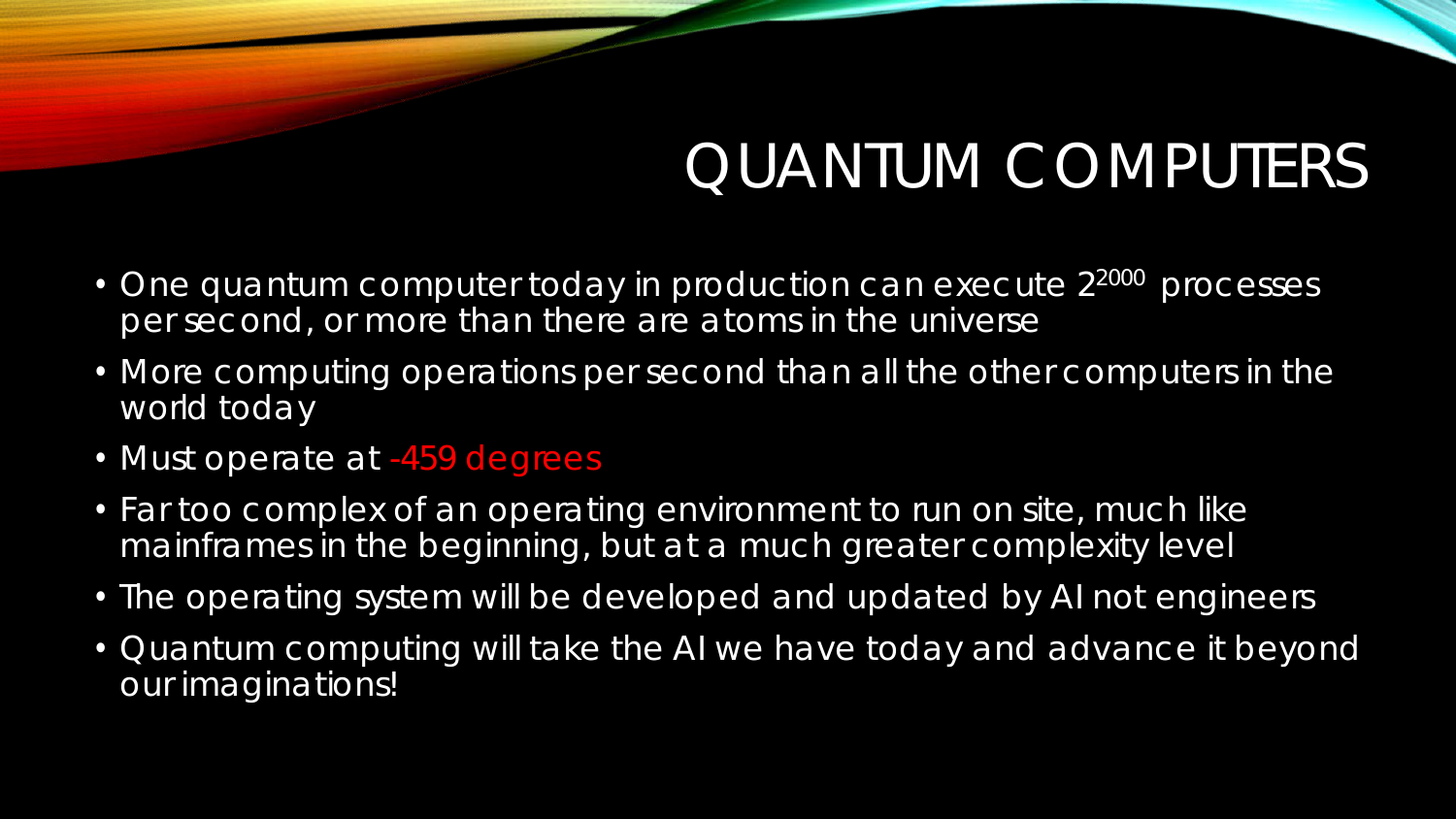# QUANTUM COMPUTERS

- One quantum computer today in production can execute $2^{2000}$ processes per second, or more than there are atoms in the universe
- More computing operations per second than all the other computers in the world today
- Must operate at -459 degrees
- Far too complex of an operating environment to run on site, much like mainframes in the beginning, but at a much greater complexity level
- The operating system will be developed and updated by AI not engineers
- Quantum computing will take the AI we have today and advance it beyond our imaginations!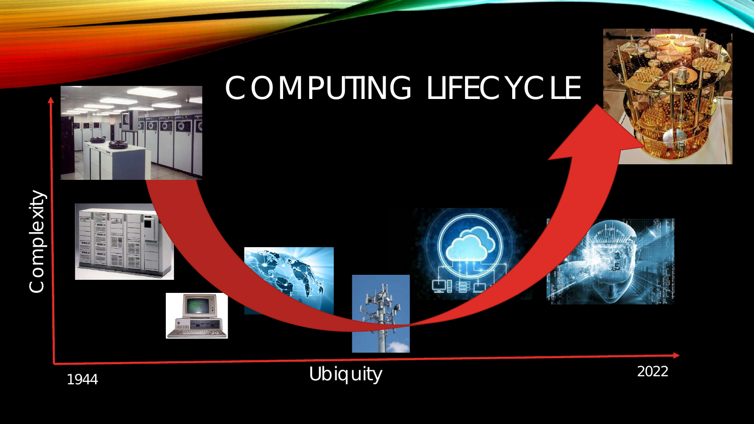# COMPUTING LIFECYCLE

Complexity

Ubiquity

1944

2022